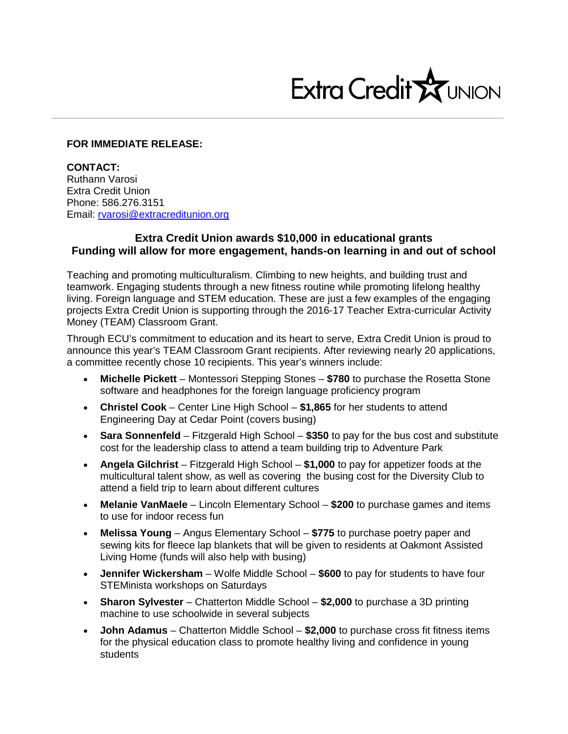Extra Credit UNION

**FOR IMMEDIATE RELEASE:**

**CONTACT:**
Ruthann Varosi
Extra Credit Union
Phone: 586.276.3151
Email: rvarosi@extracreditunion.org

## Extra Credit Union awards $10,000 in educational grants
## Funding will allow for more engagement, hands-on learning in and out of school

Teaching and promoting multiculturalism. Climbing to new heights, and building trust and teamwork. Engaging students through a new fitness routine while promoting lifelong healthy living. Foreign language and STEM education. These are just a few examples of the engaging projects Extra Credit Union is supporting through the 2016-17 Teacher Extra-curricular Activity Money (TEAM) Classroom Grant.

Through ECU's commitment to education and its heart to serve, Extra Credit Union is proud to announce this year's TEAM Classroom Grant recipients. After reviewing nearly 20 applications, a committee recently chose 10 recipients. This year's winners include:

- **Michelle Pickett** – Montessori Stepping Stones – **$780** to purchase the Rosetta Stone software and headphones for the foreign language proficiency program
- **Christel Cook** – Center Line High School – **$1,865** for her students to attend Engineering Day at Cedar Point (covers busing)
- **Sara Sonnenfeld** – Fitzgerald High School – **$350** to pay for the bus cost and substitute cost for the leadership class to attend a team building trip to Adventure Park
- **Angela Gilchrist** – Fitzgerald High School – **$1,000** to pay for appetizer foods at the multicultural talent show, as well as covering the busing cost for the Diversity Club to attend a field trip to learn about different cultures
- **Melanie VanMaele** – Lincoln Elementary School – **$200** to purchase games and items to use for indoor recess fun
- **Melissa Young** – Angus Elementary School – **$775** to purchase poetry paper and sewing kits for fleece lap blankets that will be given to residents at Oakmont Assisted Living Home (funds will also help with busing)
- **Jennifer Wickersham** – Wolfe Middle School – **$600** to pay for students to have four STEMinista workshops on Saturdays
- **Sharon Sylvester** – Chatterton Middle School – **$2,000** to purchase a 3D printing machine to use schoolwide in several subjects
- **John Adamus** – Chatterton Middle School – **$2,000** to purchase cross fit fitness items for the physical education class to promote healthy living and confidence in young students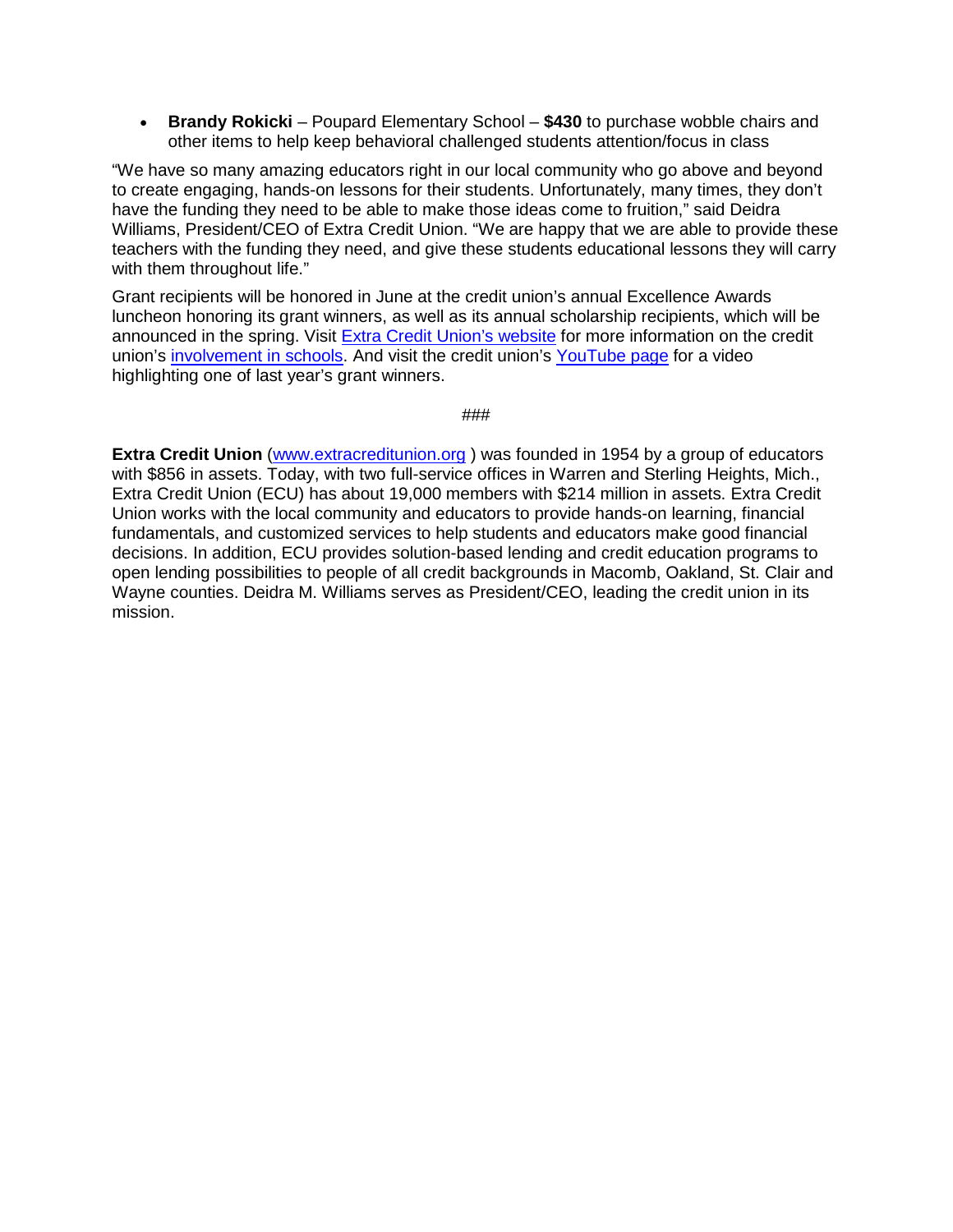- **Brandy Rokicki** – Poupard Elementary School – **$430** to purchase wobble chairs and other items to help keep behavioral challenged students attention/focus in class

“We have so many amazing educators right in our local community who go above and beyond to create engaging, hands-on lessons for their students. Unfortunately, many times, they don’t have the funding they need to be able to make those ideas come to fruition,” said Deidra Williams, President/CEO of Extra Credit Union. “We are happy that we are able to provide these teachers with the funding they need, and give these students educational lessons they will carry with them throughout life.”

Grant recipients will be honored in June at the credit union’s annual Excellence Awards luncheon honoring its grant winners, as well as its annual scholarship recipients, which will be announced in the spring. Visit Extra Credit Union’s website for more information on the credit union’s involvement in schools. And visit the credit union’s YouTube page for a video highlighting one of last year’s grant winners.

###

**Extra Credit Union** (www.extracreditunion.org ) was founded in 1954 by a group of educators with $856 in assets. Today, with two full-service offices in Warren and Sterling Heights, Mich., Extra Credit Union (ECU) has about 19,000 members with $214 million in assets. Extra Credit Union works with the local community and educators to provide hands-on learning, financial fundamentals, and customized services to help students and educators make good financial decisions. In addition, ECU provides solution-based lending and credit education programs to open lending possibilities to people of all credit backgrounds in Macomb, Oakland, St. Clair and Wayne counties. Deidra M. Williams serves as President/CEO, leading the credit union in its mission.